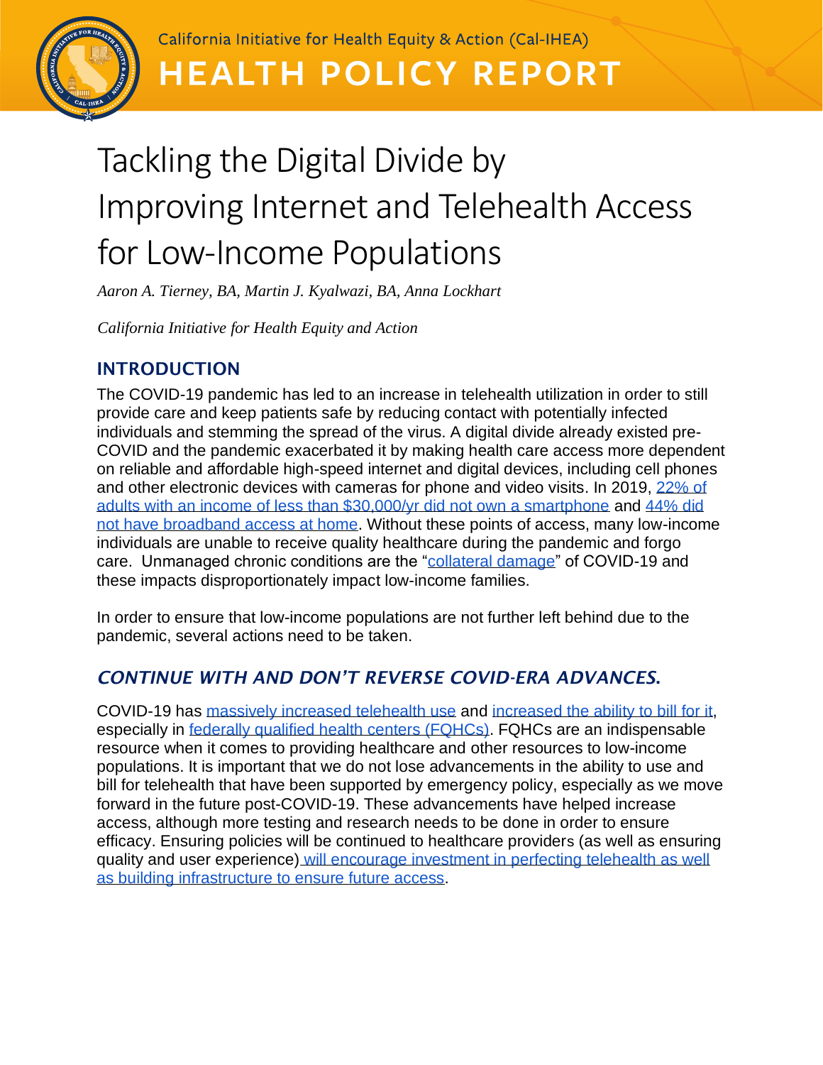California Initiative for Health Equity & Action (Cal-IHEA)

HEALTH POLICY REPORT

# Tackling the Digital Divide by Improving Internet and Telehealth Access for Low-Income Populations

*Aaron A. Tierney, BA, Martin J. Kyalwazi, BA, Anna Lockhart*

*California Initiative for Health Equity and Action*

## INTRODUCTION

The COVID-19 pandemic has led to an increase in telehealth utilization in order to still provide care and keep patients safe by reducing contact with potentially infected individuals and stemming the spread of the virus. A digital divide already existed pre-COVID and the pandemic exacerbated it by making health care access more dependent on reliable and affordable high-speed internet and digital devices, including cell phones and other electronic devices with cameras for phone and video visits. In 2019, 22% of adults with an income of less than $30,000/yr did not own a smartphone and 44% did not have broadband access at home. Without these points of access, many low-income individuals are unable to receive quality healthcare during the pandemic and forgo care. Unmanaged chronic conditions are the "collateral damage" of COVID-19 and these impacts disproportionately impact low-income families.

In order to ensure that low-income populations are not further left behind due to the pandemic, several actions need to be taken.

## *CONTINUE WITH AND DON'T REVERSE COVID-ERA ADVANCES.*

COVID-19 has massively increased telehealth use and increased the ability to bill for it, especially in federally qualified health centers (FQHCs). FQHCs are an indispensable resource when it comes to providing healthcare and other resources to low-income populations. It is important that we do not lose advancements in the ability to use and bill for telehealth that have been supported by emergency policy, especially as we move forward in the future post-COVID-19. These advancements have helped increase access, although more testing and research needs to be done in order to ensure efficacy. Ensuring policies will be continued to healthcare providers (as well as ensuring quality and user experience) will encourage investment in perfecting telehealth as well as building infrastructure to ensure future access.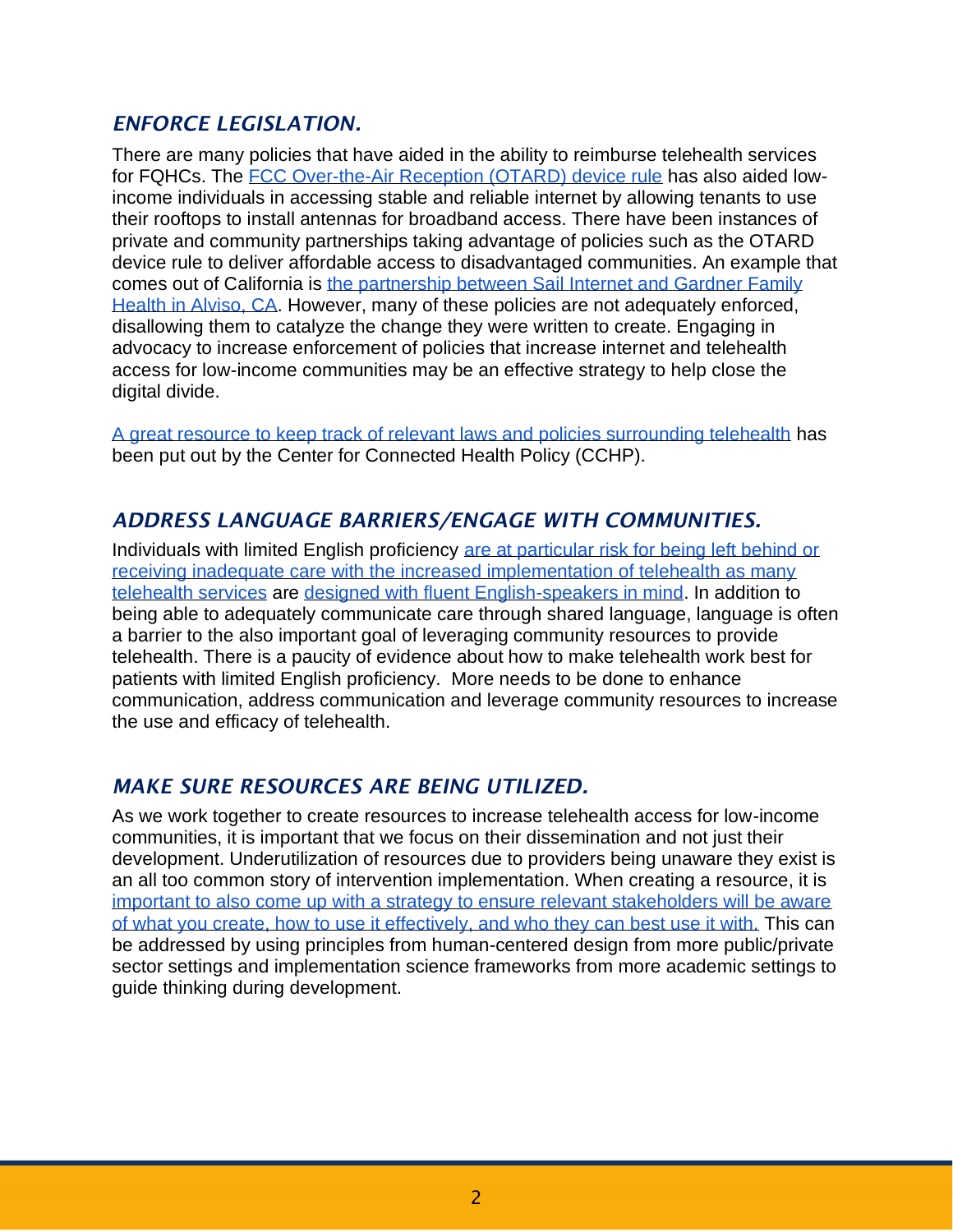## *ENFORCE LEGISLATION.*

There are many policies that have aided in the ability to reimburse telehealth services for FQHCs. The FCC Over-the-Air Reception (OTARD) device rule has also aided low-income individuals in accessing stable and reliable internet by allowing tenants to use their rooftops to install antennas for broadband access. There have been instances of private and community partnerships taking advantage of policies such as the OTARD device rule to deliver affordable access to disadvantaged communities. An example that comes out of California is the partnership between Sail Internet and Gardner Family Health in Alviso, CA. However, many of these policies are not adequately enforced, disallowing them to catalyze the change they were written to create. Engaging in advocacy to increase enforcement of policies that increase internet and telehealth access for low-income communities may be an effective strategy to help close the digital divide.

A great resource to keep track of relevant laws and policies surrounding telehealth has been put out by the Center for Connected Health Policy (CCHP).

## *ADDRESS LANGUAGE BARRIERS/ENGAGE WITH COMMUNITIES.*

Individuals with limited English proficiency are at particular risk for being left behind or receiving inadequate care with the increased implementation of telehealth as many telehealth services are designed with fluent English-speakers in mind. In addition to being able to adequately communicate care through shared language, language is often a barrier to the also important goal of leveraging community resources to provide telehealth. There is a paucity of evidence about how to make telehealth work best for patients with limited English proficiency. More needs to be done to enhance communication, address communication and leverage community resources to increase the use and efficacy of telehealth.

## *MAKE SURE RESOURCES ARE BEING UTILIZED.*

As we work together to create resources to increase telehealth access for low-income communities, it is important that we focus on their dissemination and not just their development. Underutilization of resources due to providers being unaware they exist is an all too common story of intervention implementation. When creating a resource, it is important to also come up with a strategy to ensure relevant stakeholders will be aware of what you create, how to use it effectively, and who they can best use it with. This can be addressed by using principles from human-centered design from more public/private sector settings and implementation science frameworks from more academic settings to guide thinking during development.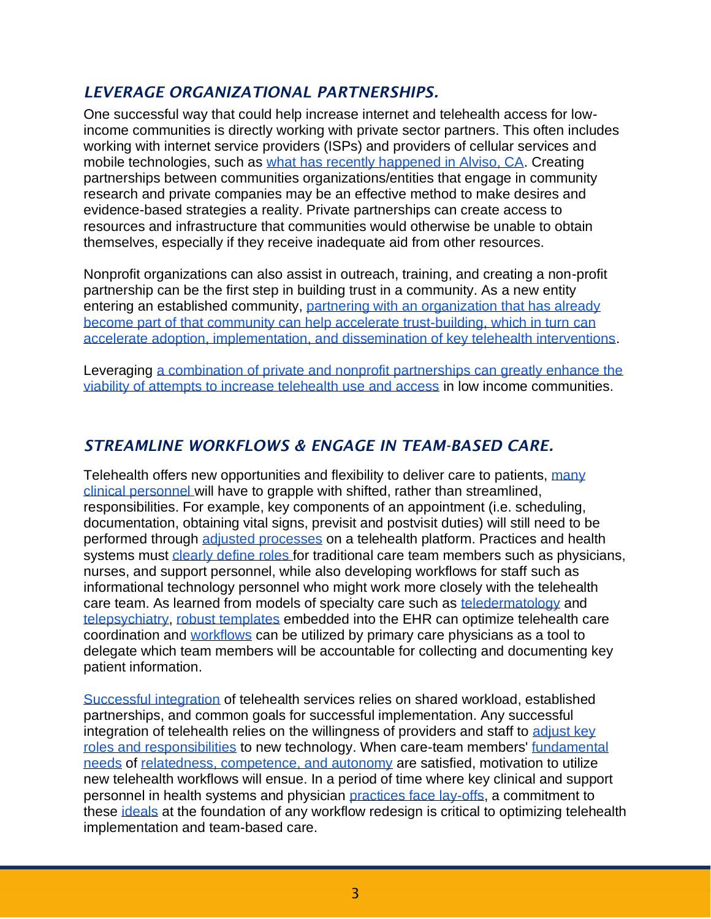## *LEVERAGE ORGANIZATIONAL PARTNERSHIPS.*

One successful way that could help increase internet and telehealth access for low-income communities is directly working with private sector partners. This often includes working with internet service providers (ISPs) and providers of cellular services and mobile technologies, such as what has recently happened in Alviso, CA. Creating partnerships between communities organizations/entities that engage in community research and private companies may be an effective method to make desires and evidence-based strategies a reality. Private partnerships can create access to resources and infrastructure that communities would otherwise be unable to obtain themselves, especially if they receive inadequate aid from other resources.

Nonprofit organizations can also assist in outreach, training, and creating a non-profit partnership can be the first step in building trust in a community. As a new entity entering an established community, partnering with an organization that has already become part of that community can help accelerate trust-building, which in turn can accelerate adoption, implementation, and dissemination of key telehealth interventions.

Leveraging a combination of private and nonprofit partnerships can greatly enhance the viability of attempts to increase telehealth use and access in low income communities.

## *STREAMLINE WORKFLOWS & ENGAGE IN TEAM-BASED CARE.*

Telehealth offers new opportunities and flexibility to deliver care to patients, many clinical personnel will have to grapple with shifted, rather than streamlined, responsibilities. For example, key components of an appointment (i.e. scheduling, documentation, obtaining vital signs, previsit and postvisit duties) will still need to be performed through adjusted processes on a telehealth platform. Practices and health systems must clearly define roles for traditional care team members such as physicians, nurses, and support personnel, while also developing workflows for staff such as informational technology personnel who might work more closely with the telehealth care team. As learned from models of specialty care such as teledermatology and telepsychiatry, robust templates embedded into the EHR can optimize telehealth care coordination and workflows can be utilized by primary care physicians as a tool to delegate which team members will be accountable for collecting and documenting key patient information.

Successful integration of telehealth services relies on shared workload, established partnerships, and common goals for successful implementation. Any successful integration of telehealth relies on the willingness of providers and staff to adjust key roles and responsibilities to new technology. When care-team members' fundamental needs of relatedness, competence, and autonomy are satisfied, motivation to utilize new telehealth workflows will ensue. In a period of time where key clinical and support personnel in health systems and physician practices face lay-offs, a commitment to these ideals at the foundation of any workflow redesign is critical to optimizing telehealth implementation and team-based care.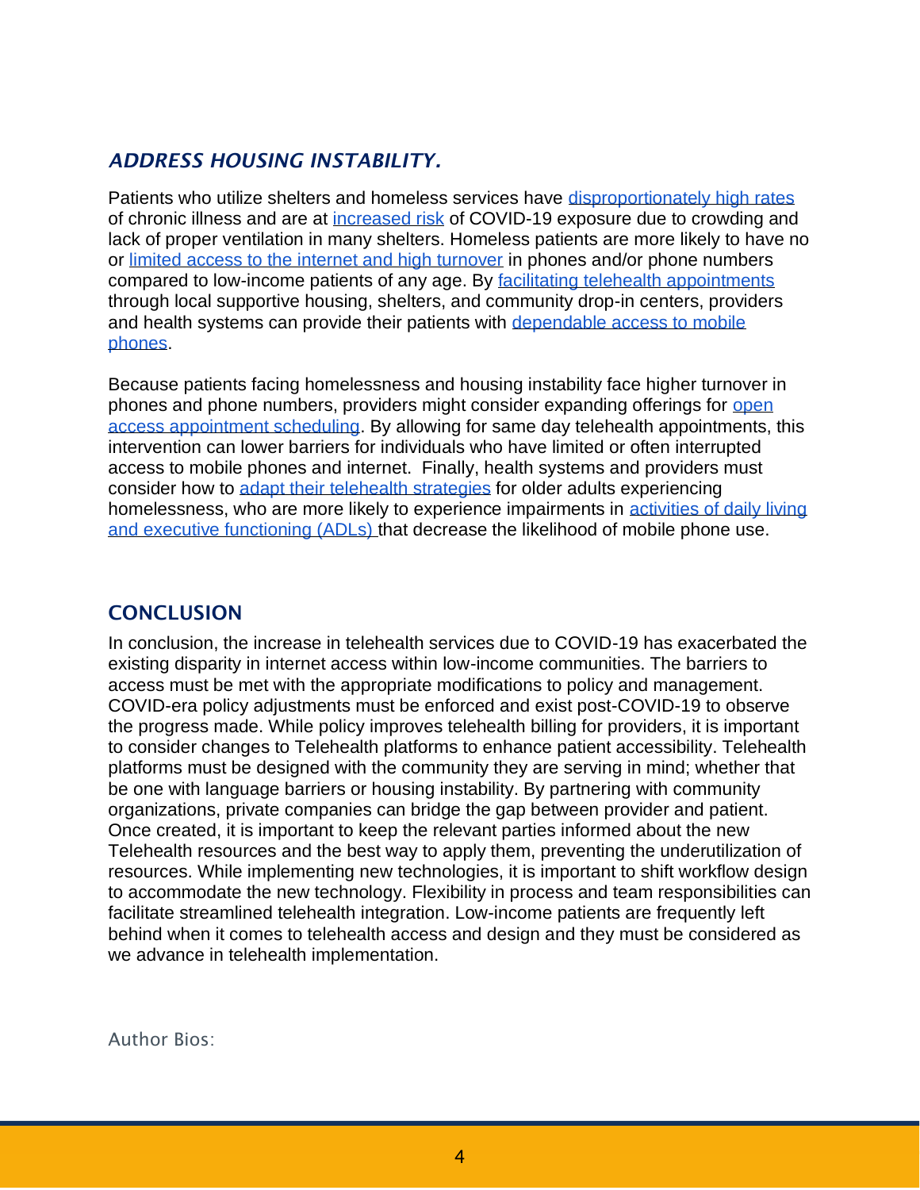### *ADDRESS HOUSING INSTABILITY.*

Patients who utilize shelters and homeless services have disproportionately high rates of chronic illness and are at increased risk of COVID-19 exposure due to crowding and lack of proper ventilation in many shelters. Homeless patients are more likely to have no or limited access to the internet and high turnover in phones and/or phone numbers compared to low-income patients of any age. By facilitating telehealth appointments through local supportive housing, shelters, and community drop-in centers, providers and health systems can provide their patients with dependable access to mobile phones.

Because patients facing homelessness and housing instability face higher turnover in phones and phone numbers, providers might consider expanding offerings for open access appointment scheduling. By allowing for same day telehealth appointments, this intervention can lower barriers for individuals who have limited or often interrupted access to mobile phones and internet. Finally, health systems and providers must consider how to adapt their telehealth strategies for older adults experiencing homelessness, who are more likely to experience impairments in activities of daily living and executive functioning (ADLs) that decrease the likelihood of mobile phone use.

## CONCLUSION

In conclusion, the increase in telehealth services due to COVID-19 has exacerbated the existing disparity in internet access within low-income communities. The barriers to access must be met with the appropriate modifications to policy and management. COVID-era policy adjustments must be enforced and exist post-COVID-19 to observe the progress made. While policy improves telehealth billing for providers, it is important to consider changes to Telehealth platforms to enhance patient accessibility. Telehealth platforms must be designed with the community they are serving in mind; whether that be one with language barriers or housing instability. By partnering with community organizations, private companies can bridge the gap between provider and patient. Once created, it is important to keep the relevant parties informed about the new Telehealth resources and the best way to apply them, preventing the underutilization of resources. While implementing new technologies, it is important to shift workflow design to accommodate the new technology. Flexibility in process and team responsibilities can facilitate streamlined telehealth integration. Low-income patients are frequently left behind when it comes to telehealth access and design and they must be considered as we advance in telehealth implementation.

Author Bios: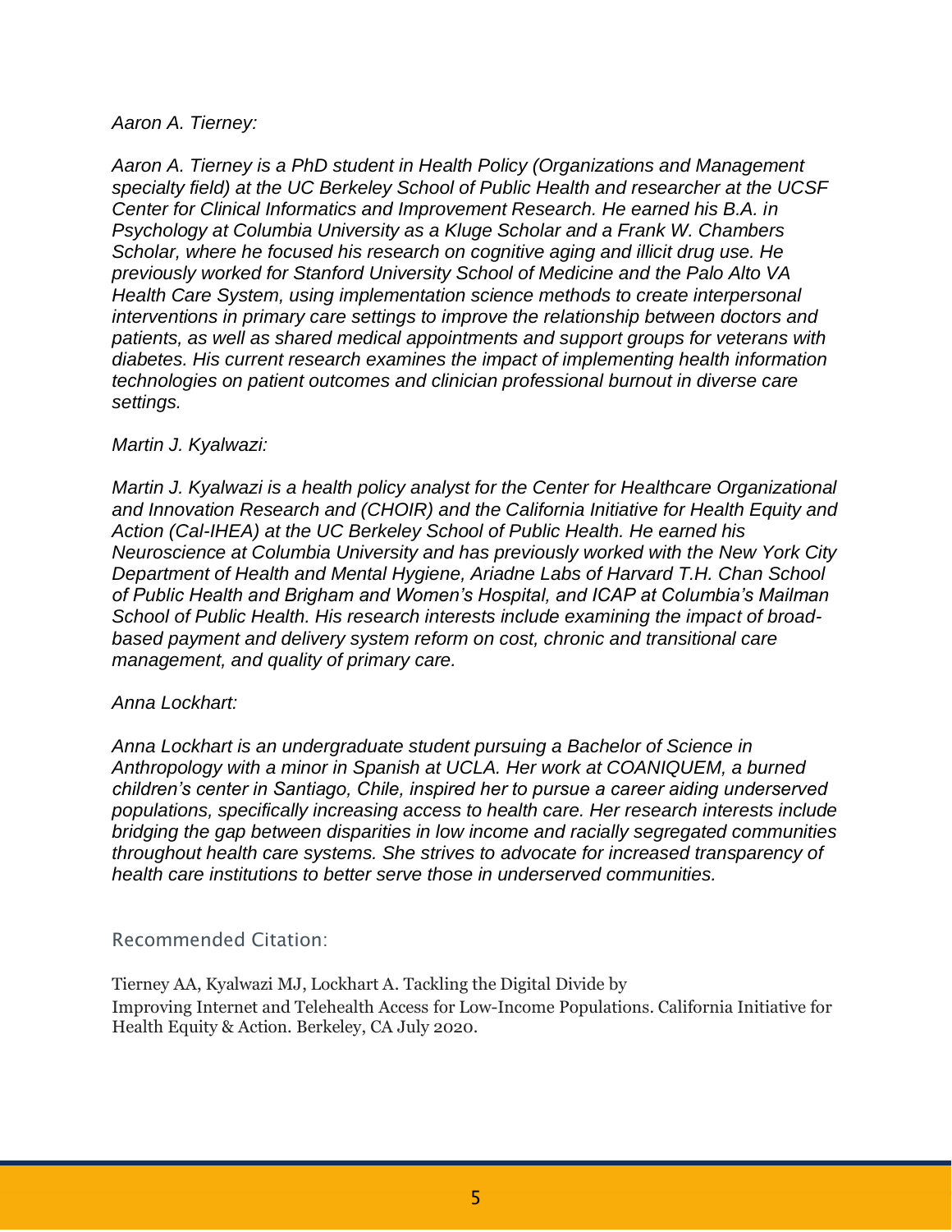*Aaron A. Tierney:*

*Aaron A. Tierney is a PhD student in Health Policy (Organizations and Management specialty field) at the UC Berkeley School of Public Health and researcher at the UCSF Center for Clinical Informatics and Improvement Research. He earned his B.A. in Psychology at Columbia University as a Kluge Scholar and a Frank W. Chambers Scholar, where he focused his research on cognitive aging and illicit drug use. He previously worked for Stanford University School of Medicine and the Palo Alto VA Health Care System, using implementation science methods to create interpersonal interventions in primary care settings to improve the relationship between doctors and patients, as well as shared medical appointments and support groups for veterans with diabetes. His current research examines the impact of implementing health information technologies on patient outcomes and clinician professional burnout in diverse care settings.*

*Martin J. Kyalwazi:*

*Martin J. Kyalwazi is a health policy analyst for the Center for Healthcare Organizational and Innovation Research and (CHOIR) and the California Initiative for Health Equity and Action (Cal-IHEA) at the UC Berkeley School of Public Health. He earned his Neuroscience at Columbia University and has previously worked with the New York City Department of Health and Mental Hygiene, Ariadne Labs of Harvard T.H. Chan School of Public Health and Brigham and Women's Hospital, and ICAP at Columbia's Mailman School of Public Health. His research interests include examining the impact of broad-based payment and delivery system reform on cost, chronic and transitional care management, and quality of primary care.*

*Anna Lockhart:*

*Anna Lockhart is an undergraduate student pursuing a Bachelor of Science in Anthropology with a minor in Spanish at UCLA. Her work at COANIQUEM, a burned children's center in Santiago, Chile, inspired her to pursue a career aiding underserved populations, specifically increasing access to health care. Her research interests include bridging the gap between disparities in low income and racially segregated communities throughout health care systems. She strives to advocate for increased transparency of health care institutions to better serve those in underserved communities.*

## Recommended Citation:

Tierney AA, Kyalwazi MJ, Lockhart A. Tackling the Digital Divide by Improving Internet and Telehealth Access for Low-Income Populations. California Initiative for Health Equity & Action. Berkeley, CA July 2020.